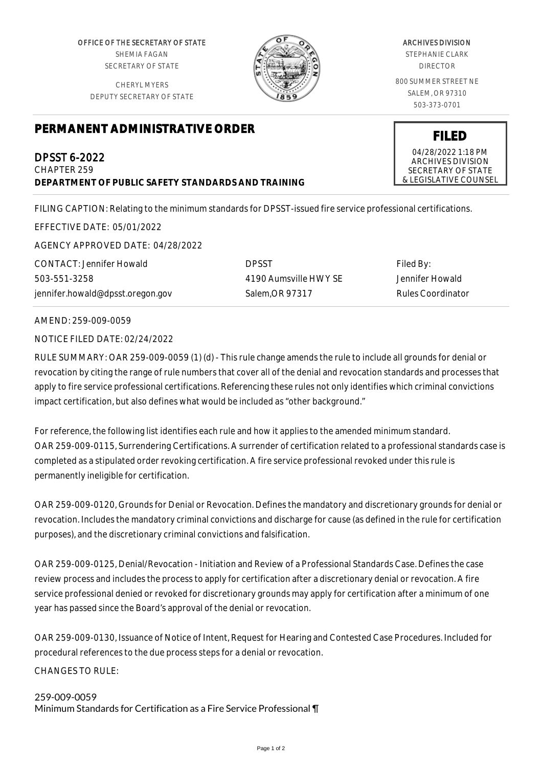OFFICE OF THE SECRETARY OF STATE
SHEMIA FAGAN
SECRETARY OF STATE

CHERYL MYERS
DEPUTY SECRETARY OF STATE

ARCHIVES DIVISION
STEPHANIE CLARK
DIRECTOR

800 SUMMER STREET NE
SALEM, OR 97310
503-373-0701

**FILED**
04/28/2022 1:18 PM
ARCHIVES DIVISION
SECRETARY OF STATE
& LEGISLATIVE COUNSEL

# PERMANENT ADMINISTRATIVE ORDER

## DPSST 6-2022

CHAPTER 259

**DEPARTMENT OF PUBLIC SAFETY STANDARDS AND TRAINING**

FILING CAPTION: Relating to the minimum standards for DPSST-issued fire service professional certifications.

EFFECTIVE DATE: 05/01/2022

AGENCY APPROVED DATE: 04/28/2022

| CONTACT: Jennifer Howald | DPSST | Filed By: |
|---|---|---|
| 503-551-3258 | 4190 Aumsville HWY SE | Jennifer Howald |
| jennifer.howald@dpsst.oregon.gov | Salem,OR 97317 | Rules Coordinator |

AMEND: 259-009-0059

NOTICE FILED DATE: 02/24/2022

RULE SUMMARY: OAR 259-009-0059 (1) (d) - This rule change amends the rule to include all grounds for denial or revocation by citing the range of rule numbers that cover all of the denial and revocation standards and processes that apply to fire service professional certifications. Referencing these rules not only identifies which criminal convictions impact certification, but also defines what would be included as "other background."

For reference, the following list identifies each rule and how it applies to the amended minimum standard.
OAR 259-009-0115, Surrendering Certifications. A surrender of certification related to a professional standards case is completed as a stipulated order revoking certification. A fire service professional revoked under this rule is permanently ineligible for certification.

OAR 259-009-0120, Grounds for Denial or Revocation. Defines the mandatory and discretionary grounds for denial or revocation. Includes the mandatory criminal convictions and discharge for cause (as defined in the rule for certification purposes), and the discretionary criminal convictions and falsification.

OAR 259-009-0125, Denial/Revocation - Initiation and Review of a Professional Standards Case. Defines the case review process and includes the process to apply for certification after a discretionary denial or revocation. A fire service professional denied or revoked for discretionary grounds may apply for certification after a minimum of one year has passed since the Board's approval of the denial or revocation.

OAR 259-009-0130, Issuance of Notice of Intent, Request for Hearing and Contested Case Procedures. Included for procedural references to the due process steps for a denial or revocation.

CHANGES TO RULE:

259-009-0059
Minimum Standards for Certification as a Fire Service Professional ¶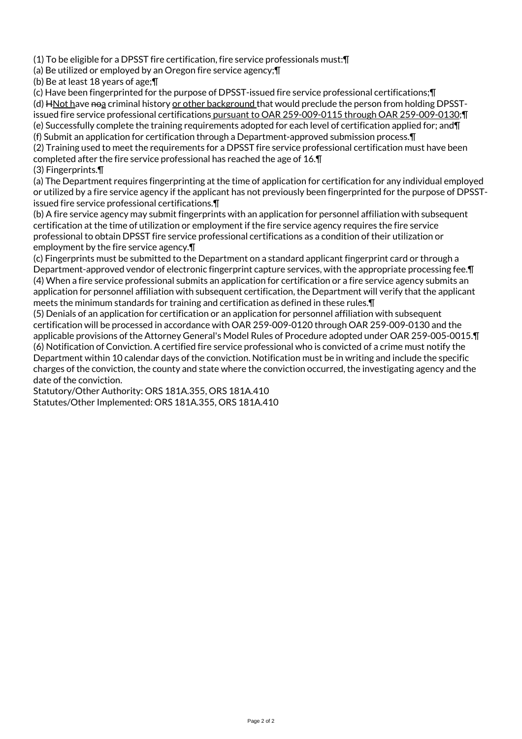(1) To be eligible for a DPSST fire certification, fire service professionals must:¶
(a) Be utilized or employed by an Oregon fire service agency;¶
(b) Be at least 18 years of age;¶
(c) Have been fingerprinted for the purpose of DPSST-issued fire service professional certifications;¶
(d) ~~H~~Not have ~~no~~a criminal history or other background that would preclude the person from holding DPSST-issued fire service professional certifications pursuant to OAR 259-009-0115 through OAR 259-009-0130;¶
(e) Successfully complete the training requirements adopted for each level of certification applied for; and¶
(f) Submit an application for certification through a Department-approved submission process.¶
(2) Training used to meet the requirements for a DPSST fire service professional certification must have been completed after the fire service professional has reached the age of 16.¶
(3) Fingerprints.¶
(a) The Department requires fingerprinting at the time of application for certification for any individual employed or utilized by a fire service agency if the applicant has not previously been fingerprinted for the purpose of DPSST-issued fire service professional certifications.¶
(b) A fire service agency may submit fingerprints with an application for personnel affiliation with subsequent certification at the time of utilization or employment if the fire service agency requires the fire service professional to obtain DPSST fire service professional certifications as a condition of their utilization or employment by the fire service agency.¶
(c) Fingerprints must be submitted to the Department on a standard applicant fingerprint card or through a Department-approved vendor of electronic fingerprint capture services, with the appropriate processing fee.¶
(4) When a fire service professional submits an application for certification or a fire service agency submits an application for personnel affiliation with subsequent certification, the Department will verify that the applicant meets the minimum standards for training and certification as defined in these rules.¶
(5) Denials of an application for certification or an application for personnel affiliation with subsequent certification will be processed in accordance with OAR 259-009-0120 through OAR 259-009-0130 and the applicable provisions of the Attorney General's Model Rules of Procedure adopted under OAR 259-005-0015.¶
(6) Notification of Conviction. A certified fire service professional who is convicted of a crime must notify the Department within 10 calendar days of the conviction. Notification must be in writing and include the specific charges of the conviction, the county and state where the conviction occurred, the investigating agency and the date of the conviction.
Statutory/Other Authority: ORS 181A.355, ORS 181A.410
Statutes/Other Implemented: ORS 181A.355, ORS 181A.410